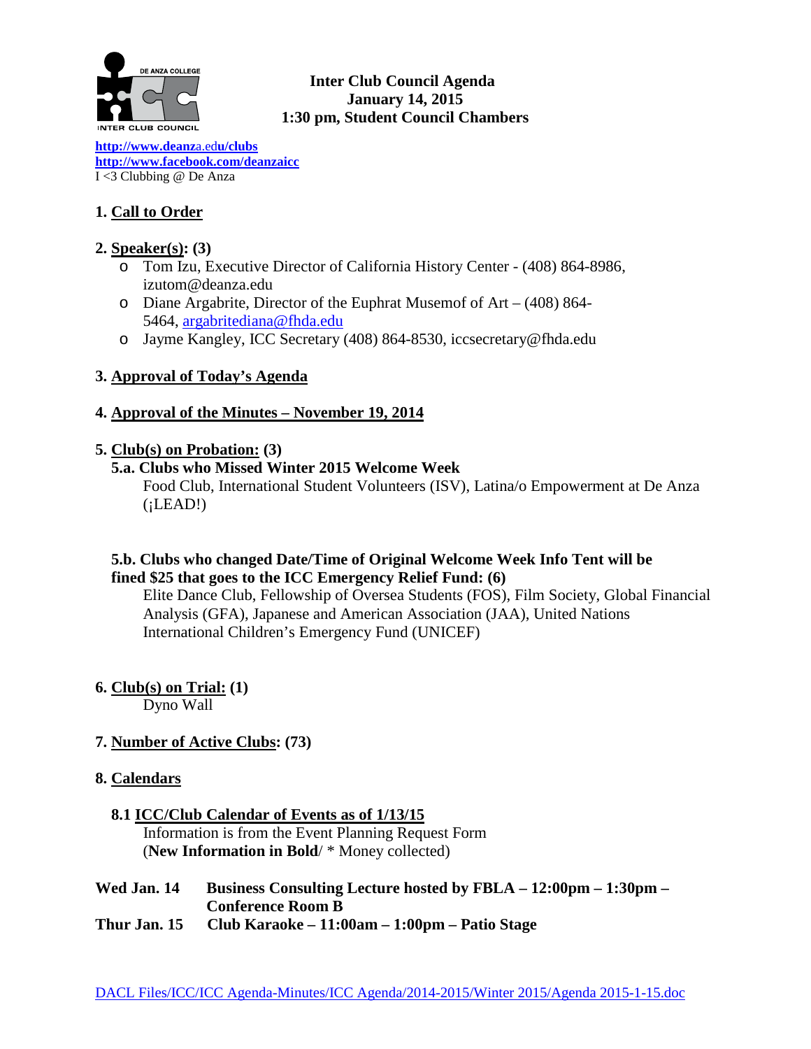**Inter Club Council Agenda**
**January 14, 2015**
**1:30 pm, Student Council Chambers**

**http://www.deanza.edu/clubs**
**http://www.facebook.com/deanzaicc**
I <3 Clubbing @ De Anza

## 1. Call to Order

## 2. Speaker(s): (3)

- Tom Izu, Executive Director of California History Center - (408) 864-8986, izutom@deanza.edu
- Diane Argabrite, Director of the Euphrat Musemof of Art – (408) 864-5464, argabritediana@fhda.edu
- Jayme Kangley, ICC Secretary (408) 864-8530, iccsecretary@fhda.edu

## 3. Approval of Today's Agenda

## 4. Approval of the Minutes – November 19, 2014

## 5. Club(s) on Probation: (3)

### 5.a. Clubs who Missed Winter 2015 Welcome Week

Food Club, International Student Volunteers (ISV), Latina/o Empowerment at De Anza (¡LEAD!)

### 5.b. Clubs who changed Date/Time of Original Welcome Week Info Tent will be fined $25 that goes to the ICC Emergency Relief Fund: (6)

Elite Dance Club, Fellowship of Oversea Students (FOS), Film Society, Global Financial Analysis (GFA), Japanese and American Association (JAA), United Nations International Children's Emergency Fund (UNICEF)

## 6. Club(s) on Trial: (1)

Dyno Wall

## 7. Number of Active Clubs: (73)

## 8. Calendars

### 8.1 ICC/Club Calendar of Events as of 1/13/15

Information is from the Event Planning Request Form
(**New Information in Bold**/ * Money collected)

**Wed Jan. 14** **Business Consulting Lecture hosted by FBLA – 12:00pm – 1:30pm – Conference Room B**

**Thur Jan. 15** **Club Karaoke – 11:00am – 1:00pm – Patio Stage**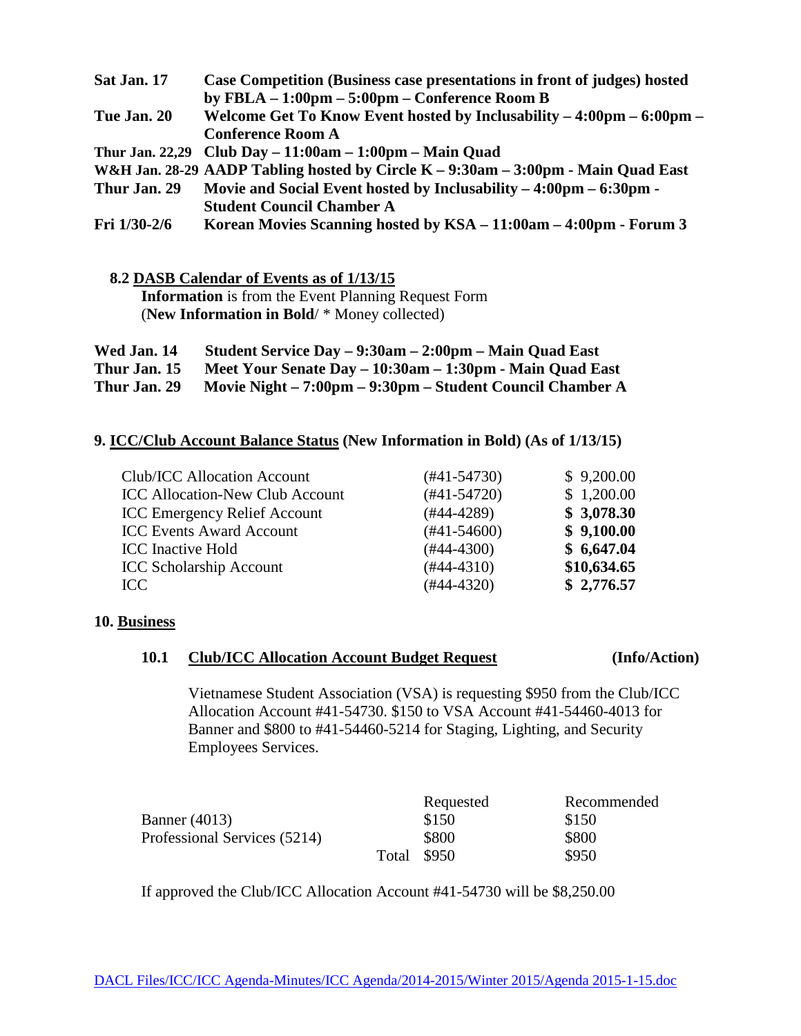| | |
|---|---|
| **Sat Jan. 17** | **Case Competition (Business case presentations in front of judges) hosted by FBLA – 1:00pm – 5:00pm – Conference Room B** |
| **Tue Jan. 20** | **Welcome Get To Know Event hosted by Inclusability – 4:00pm – 6:00pm – Conference Room A** |
| **Thur Jan. 22,29** | **Club Day – 11:00am – 1:00pm – Main Quad** |
| **W&H Jan. 28-29** | **AADP Tabling hosted by Circle K – 9:30am – 3:00pm - Main Quad East** |
| **Thur Jan. 29** | **Movie and Social Event hosted by Inclusability – 4:00pm – 6:30pm - Student Council Chamber A** |
| **Fri 1/30-2/6** | **Korean Movies Scanning hosted by KSA – 11:00am – 4:00pm - Forum 3** |

**8.2 DASB Calendar of Events as of 1/13/15**

**Information** is from the Event Planning Request Form
(**New Information in Bold**/ * Money collected)

| | |
|---|---|
| **Wed Jan. 14** | **Student Service Day – 9:30am – 2:00pm – Main Quad East** |
| **Thur Jan. 15** | **Meet Your Senate Day – 10:30am – 1:30pm - Main Quad East** |
| **Thur Jan. 29** | **Movie Night – 7:00pm – 9:30pm – Student Council Chamber A** |

## 9. ICC/Club Account Balance Status (New Information in Bold) (As of 1/13/15)

| | | |
|---|---|---|
| Club/ICC Allocation Account | (#41-54730) | $ 9,200.00 |
| ICC Allocation-New Club Account | (#41-54720) | $ 1,200.00 |
| ICC Emergency Relief Account | (#44-4289) | **$ 3,078.30** |
| ICC Events Award Account | (#41-54600) | **$ 9,100.00** |
| ICC Inactive Hold | (#44-4300) | **$ 6,647.04** |
| ICC Scholarship Account | (#44-4310) | **$10,634.65** |
| ICC | (#44-4320) | **$ 2,776.57** |

## 10. Business

### 10.1 Club/ICC Allocation Account Budget Request (Info/Action)

Vietnamese Student Association (VSA) is requesting $950 from the Club/ICC Allocation Account #41-54730. $150 to VSA Account #41-54460-4013 for Banner and $800 to #41-54460-5214 for Staging, Lighting, and Security Employees Services.

| | | Requested | Recommended |
|---|---|---|---|
| Banner (4013) | | $150 | $150 |
| Professional Services (5214) | | $800 | $800 |
| | Total | $950 | $950 |

If approved the Club/ICC Allocation Account #41-54730 will be $8,250.00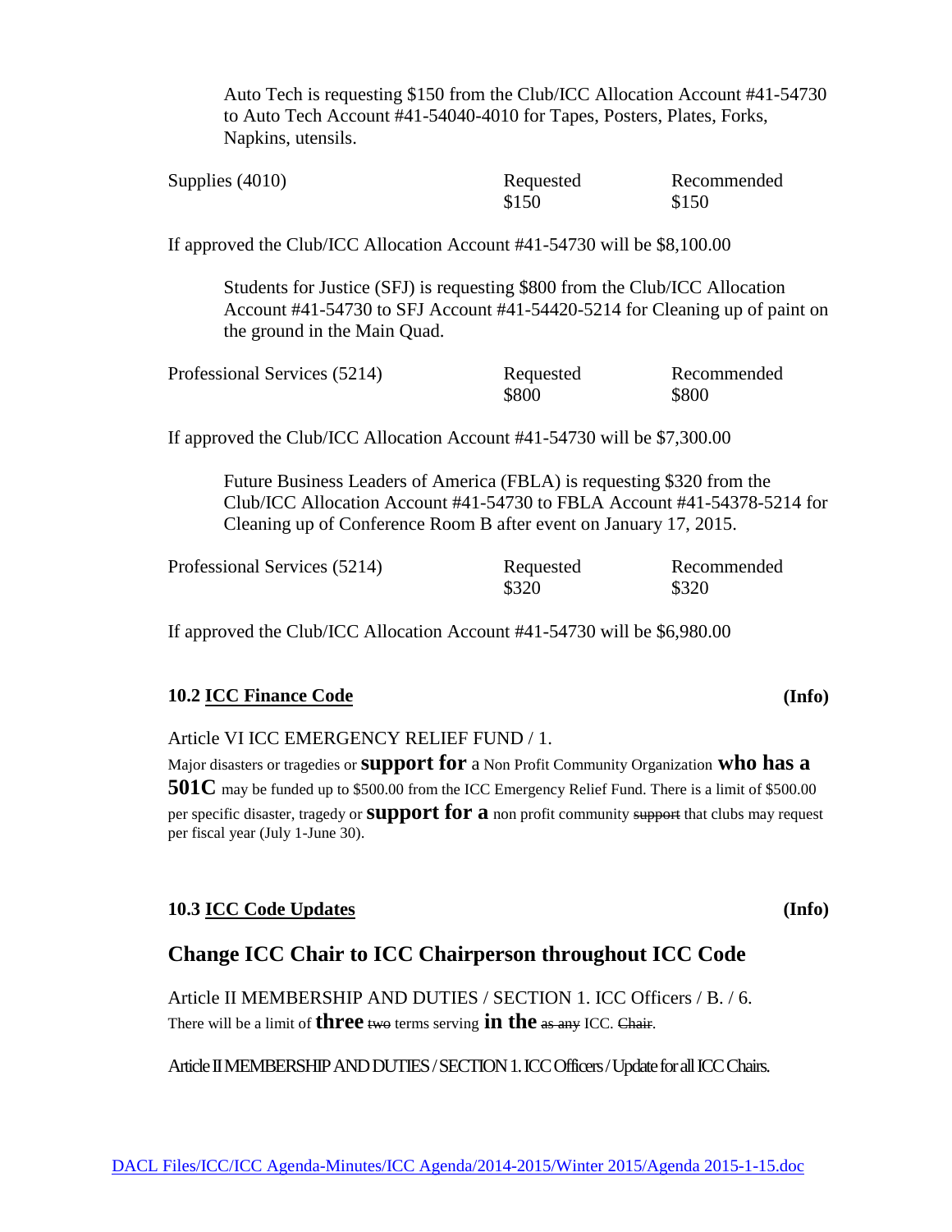Auto Tech is requesting $150 from the Club/ICC Allocation Account #41-54730 to Auto Tech Account #41-54040-4010 for Tapes, Posters, Plates, Forks, Napkins, utensils.

| Supplies (4010) | Requested | Recommended |
|---|---|---|
| | $150 | $150 |

If approved the Club/ICC Allocation Account #41-54730 will be $8,100.00

Students for Justice (SFJ) is requesting $800 from the Club/ICC Allocation Account #41-54730 to SFJ Account #41-54420-5214 for Cleaning up of paint on the ground in the Main Quad.

| Professional Services (5214) | Requested | Recommended |
|---|---|---|
| | $800 | $800 |

If approved the Club/ICC Allocation Account #41-54730 will be $7,300.00

Future Business Leaders of America (FBLA) is requesting $320 from the Club/ICC Allocation Account #41-54730 to FBLA Account #41-54378-5214 for Cleaning up of Conference Room B after event on January 17, 2015.

| Professional Services (5214) | Requested | Recommended |
|---|---|---|
| | $320 | $320 |

If approved the Club/ICC Allocation Account #41-54730 will be $6,980.00

**10.2 ICC Finance Code** **(Info)**

Article VI ICC EMERGENCY RELIEF FUND / 1.

Major disasters or tragedies or **support for** a Non Profit Community Organization **who has a 501C** may be funded up to $500.00 from the ICC Emergency Relief Fund. There is a limit of $500.00 per specific disaster, tragedy or **support for a** non profit community ~~support~~ that clubs may request per fiscal year (July 1-June 30).

**10.3 ICC Code Updates** **(Info)**

## Change ICC Chair to ICC Chairperson throughout ICC Code

Article II MEMBERSHIP AND DUTIES / SECTION 1. ICC Officers / B. / 6.

There will be a limit of **three** ~~two~~ terms serving **in the** ~~as any~~ ICC. ~~Chair~~.

Article II MEMBERSHIP AND DUTIES / SECTION 1. ICC Officers / Update for all ICC Chairs.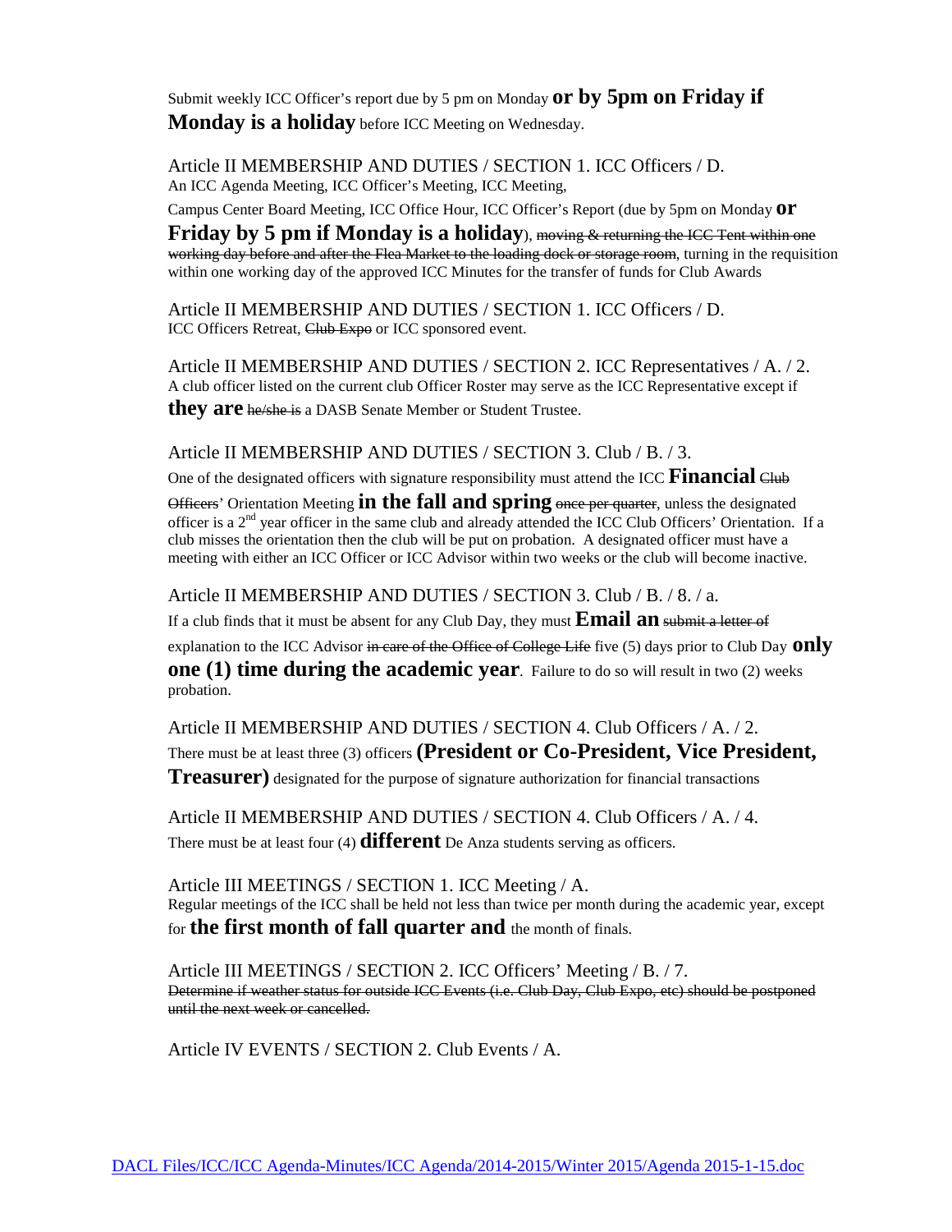Submit weekly ICC Officer's report due by 5 pm on Monday **or by 5pm on Friday if Monday is a holiday** before ICC Meeting on Wednesday.

Article II MEMBERSHIP AND DUTIES / SECTION 1. ICC Officers / D.
An ICC Agenda Meeting, ICC Officer's Meeting, ICC Meeting, Campus Center Board Meeting, ICC Office Hour, ICC Officer's Report (due by 5pm on Monday **or Friday by 5 pm if Monday is a holiday**), ~~moving & returning the ICC Tent within one working day before and after the Flea Market to the loading dock or storage room~~, turning in the requisition within one working day of the approved ICC Minutes for the transfer of funds for Club Awards

Article II MEMBERSHIP AND DUTIES / SECTION 1. ICC Officers / D.
ICC Officers Retreat, ~~Club Expo~~ or ICC sponsored event.

Article II MEMBERSHIP AND DUTIES / SECTION 2. ICC Representatives / A. / 2.
A club officer listed on the current club Officer Roster may serve as the ICC Representative except if **they are** ~~he/she is~~ a DASB Senate Member or Student Trustee.

Article II MEMBERSHIP AND DUTIES / SECTION 3. Club / B. / 3.
One of the designated officers with signature responsibility must attend the ICC **Financial** ~~Club Officers~~' Orientation Meeting **in the fall and spring** ~~once per quarter~~, unless the designated officer is a 2nd year officer in the same club and already attended the ICC Club Officers' Orientation. If a club misses the orientation then the club will be put on probation. A designated officer must have a meeting with either an ICC Officer or ICC Advisor within two weeks or the club will become inactive.

Article II MEMBERSHIP AND DUTIES / SECTION 3. Club / B. / 8. / a.
If a club finds that it must be absent for any Club Day, they must **Email an** ~~submit a letter of~~ explanation to the ICC Advisor ~~in care of the Office of College Life~~ five (5) days prior to Club Day **only one (1) time during the academic year**. Failure to do so will result in two (2) weeks probation.

Article II MEMBERSHIP AND DUTIES / SECTION 4. Club Officers / A. / 2.
There must be at least three (3) officers **(President or Co-President, Vice President, Treasurer)** designated for the purpose of signature authorization for financial transactions

Article II MEMBERSHIP AND DUTIES / SECTION 4. Club Officers / A. / 4.
There must be at least four (4) **different** De Anza students serving as officers.

Article III MEETINGS / SECTION 1. ICC Meeting / A.
Regular meetings of the ICC shall be held not less than twice per month during the academic year, except for **the first month of fall quarter and** the month of finals.

Article III MEETINGS / SECTION 2. ICC Officers' Meeting / B. / 7.
~~Determine if weather status for outside ICC Events (i.e. Club Day, Club Expo, etc) should be postponed until the next week or cancelled.~~

Article IV EVENTS / SECTION 2. Club Events / A.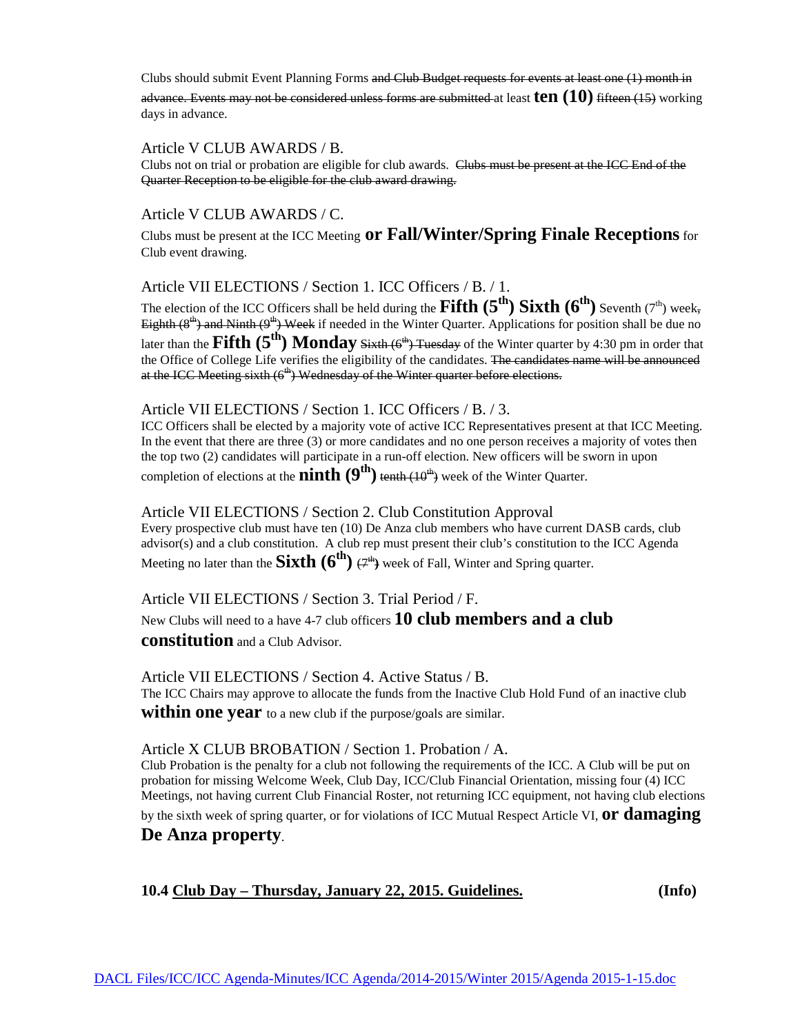Clubs should submit Event Planning Forms ~~and Club Budget requests for events at least one (1) month in advance. Events may not be considered unless forms are submitted~~ at least **ten (10)** ~~fifteen (15)~~ working days in advance.

Article V CLUB AWARDS / B.

Clubs not on trial or probation are eligible for club awards. ~~Clubs must be present at the ICC End of the Quarter Reception to be eligible for the club award drawing.~~

Article V CLUB AWARDS / C.

Clubs must be present at the ICC Meeting **or Fall/Winter/Spring Finale Receptions** for Club event drawing.

Article VII ELECTIONS / Section 1. ICC Officers / B. / 1.

The election of the ICC Officers shall be held during the **Fifth (5th) Sixth (6th)** Seventh (7th) week~~, Eighth (8th) and Ninth (9th) Week~~ if needed in the Winter Quarter. Applications for position shall be due no later than the **Fifth (5th) Monday** ~~Sixth (6th) Tuesday~~ of the Winter quarter by 4:30 pm in order that the Office of College Life verifies the eligibility of the candidates. ~~The candidates name will be announced at the ICC Meeting sixth (6th) Wednesday of the Winter quarter before elections.~~

Article VII ELECTIONS / Section 1. ICC Officers / B. / 3.

ICC Officers shall be elected by a majority vote of active ICC Representatives present at that ICC Meeting. In the event that there are three (3) or more candidates and no one person receives a majority of votes then the top two (2) candidates will participate in a run-off election. New officers will be sworn in upon completion of elections at the **ninth (9th)** ~~tenth (10th)~~ week of the Winter Quarter.

Article VII ELECTIONS / Section 2. Club Constitution Approval

Every prospective club must have ten (10) De Anza club members who have current DASB cards, club advisor(s) and a club constitution. A club rep must present their club's constitution to the ICC Agenda Meeting no later than the **Sixth (6th)** ~~(7th)~~ week of Fall, Winter and Spring quarter.

Article VII ELECTIONS / Section 3. Trial Period / F.

New Clubs will need to a have 4-7 club officers **10 club members and a club constitution** and a Club Advisor.

Article VII ELECTIONS / Section 4. Active Status / B.

The ICC Chairs may approve to allocate the funds from the Inactive Club Hold Fund of an inactive club **within one year** to a new club if the purpose/goals are similar.

Article X CLUB BROBATION / Section 1. Probation / A.

Club Probation is the penalty for a club not following the requirements of the ICC. A Club will be put on probation for missing Welcome Week, Club Day, ICC/Club Financial Orientation, missing four (4) ICC Meetings, not having current Club Financial Roster, not returning ICC equipment, not having club elections by the sixth week of spring quarter, or for violations of ICC Mutual Respect Article VI, **or damaging De Anza property**.

**10.4 Club Day – Thursday, January 22, 2015. Guidelines.** **(Info)**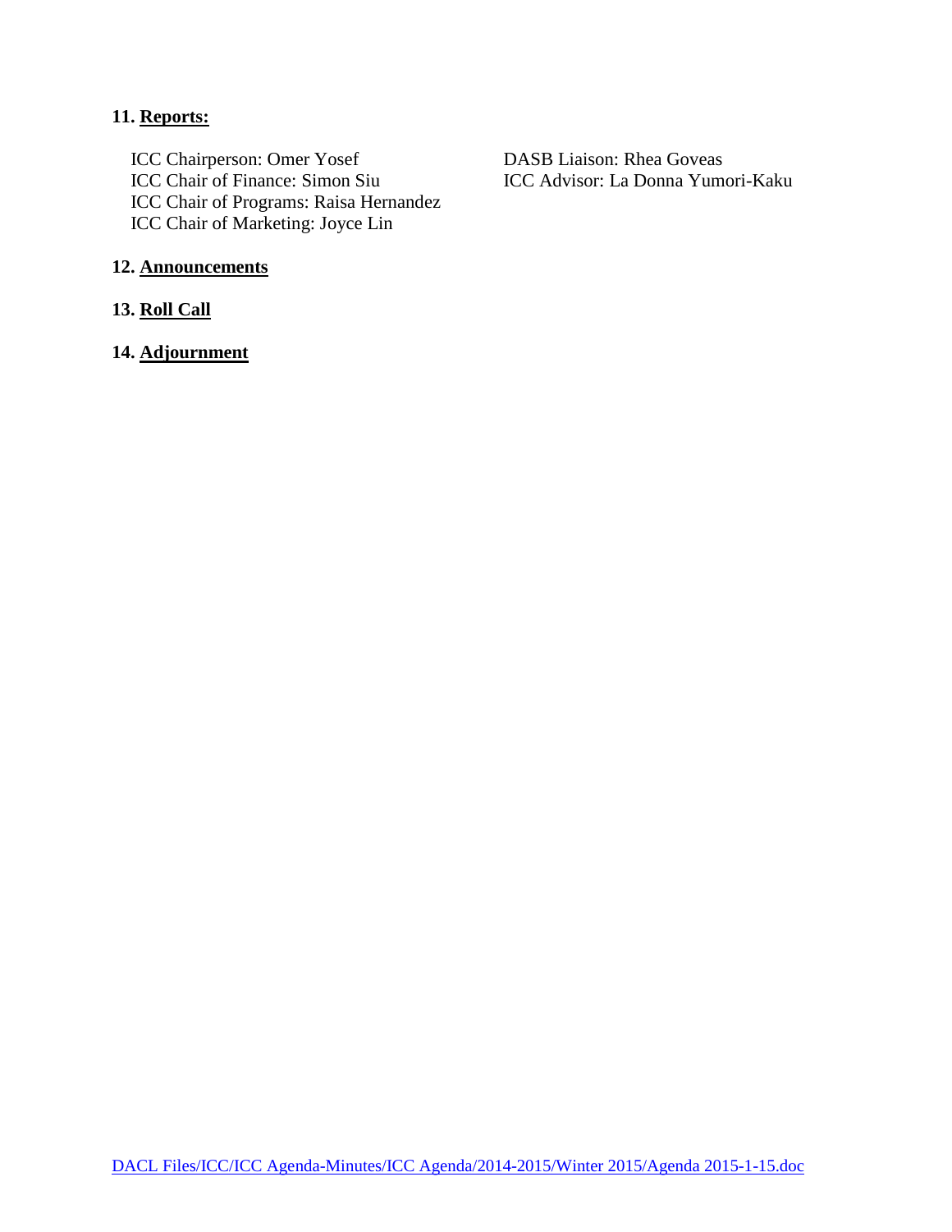**11. Reports:**

ICC Chairperson: Omer Yosef
ICC Chair of Finance: Simon Siu
ICC Chair of Programs: Raisa Hernandez
ICC Chair of Marketing: Joyce Lin
DASB Liaison: Rhea Goveas
ICC Advisor: La Donna Yumori-Kaku

**12. Announcements**

**13. Roll Call**

**14. Adjournment**

DACL Files/ICC/ICC Agenda-Minutes/ICC Agenda/2014-2015/Winter 2015/Agenda 2015-1-15.doc